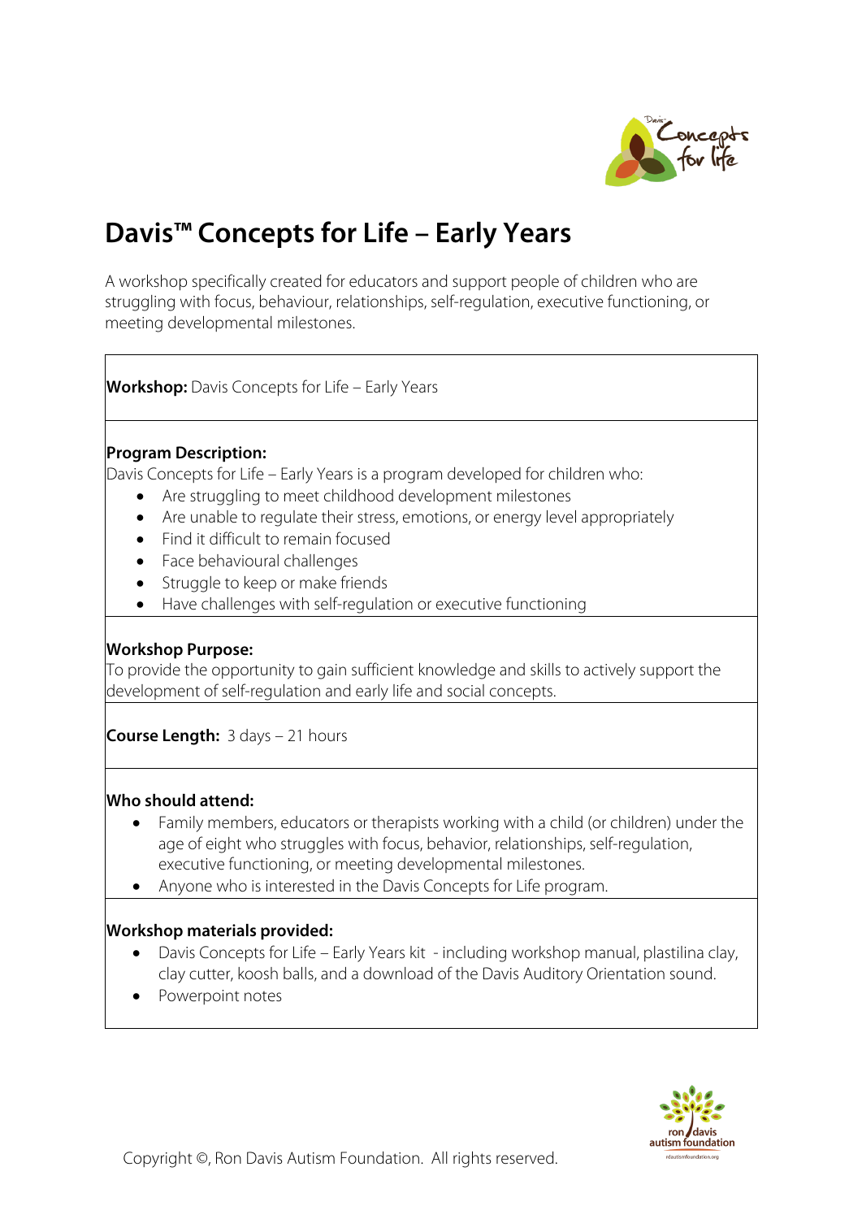# Davis™ Concepts for Life – Early Years

A workshop specifically created for educators and support people of children who are struggling with focus, behaviour, relationships, self-regulation, executive functioning, or meeting developmental milestones.

**Workshop:** Davis Concepts for Life – Early Years

**Program Description:**
Davis Concepts for Life – Early Years is a program developed for children who:

- Are struggling to meet childhood development milestones
- Are unable to regulate their stress, emotions, or energy level appropriately
- Find it difficult to remain focused
- Face behavioural challenges
- Struggle to keep or make friends
- Have challenges with self-regulation or executive functioning

**Workshop Purpose:**
To provide the opportunity to gain sufficient knowledge and skills to actively support the development of self-regulation and early life and social concepts.

**Course Length:** 3 days – 21 hours

**Who should attend:**

- Family members, educators or therapists working with a child (or children) under the age of eight who struggles with focus, behavior, relationships, self-regulation, executive functioning, or meeting developmental milestones.
- Anyone who is interested in the Davis Concepts for Life program.

**Workshop materials provided:**

- Davis Concepts for Life – Early Years kit - including workshop manual, plastilina clay, clay cutter, koosh balls, and a download of the Davis Auditory Orientation sound.
- Powerpoint notes

Copyright ©, Ron Davis Autism Foundation. All rights reserved.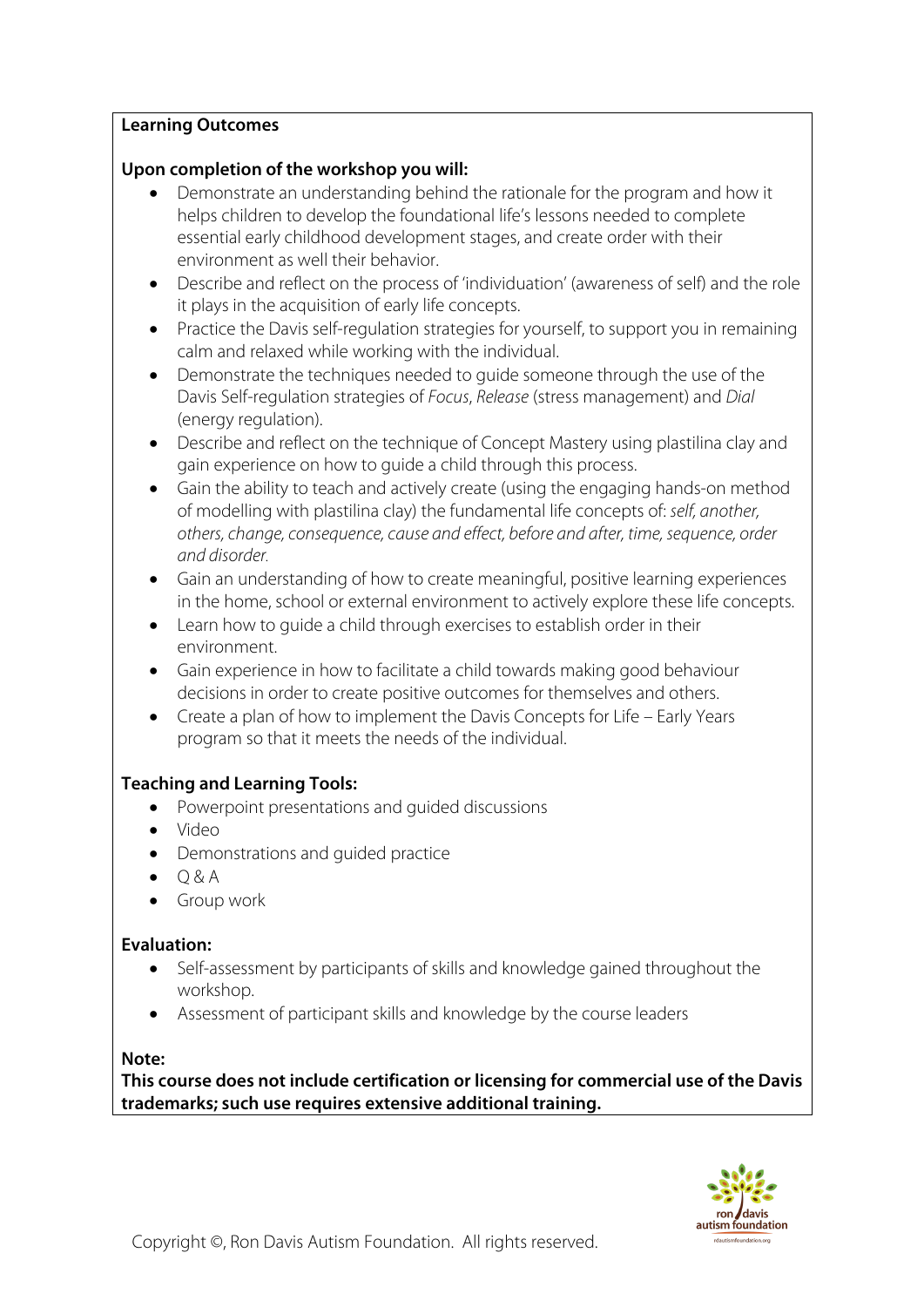**Learning Outcomes**

**Upon completion of the workshop you will:**

- Demonstrate an understanding behind the rationale for the program and how it helps children to develop the foundational life's lessons needed to complete essential early childhood development stages, and create order with their environment as well their behavior.
- Describe and reflect on the process of 'individuation' (awareness of self) and the role it plays in the acquisition of early life concepts.
- Practice the Davis self-regulation strategies for yourself, to support you in remaining calm and relaxed while working with the individual.
- Demonstrate the techniques needed to guide someone through the use of the Davis Self-regulation strategies of *Focus*, *Release* (stress management) and *Dial* (energy regulation).
- Describe and reflect on the technique of Concept Mastery using plastilina clay and gain experience on how to guide a child through this process.
- Gain the ability to teach and actively create (using the engaging hands-on method of modelling with plastilina clay) the fundamental life concepts of: *self, another, others, change, consequence, cause and effect, before and after, time, sequence, order and disorder.*
- Gain an understanding of how to create meaningful, positive learning experiences in the home, school or external environment to actively explore these life concepts.
- Learn how to guide a child through exercises to establish order in their environment.
- Gain experience in how to facilitate a child towards making good behaviour decisions in order to create positive outcomes for themselves and others.
- Create a plan of how to implement the Davis Concepts for Life – Early Years program so that it meets the needs of the individual.

**Teaching and Learning Tools:**

- Powerpoint presentations and guided discussions
- Video
- Demonstrations and guided practice
- Q & A
- Group work

**Evaluation:**

- Self-assessment by participants of skills and knowledge gained throughout the workshop.
- Assessment of participant skills and knowledge by the course leaders

**Note:**

**This course does not include certification or licensing for commercial use of the Davis trademarks; such use requires extensive additional training.**

Copyright ©, Ron Davis Autism Foundation. All rights reserved.